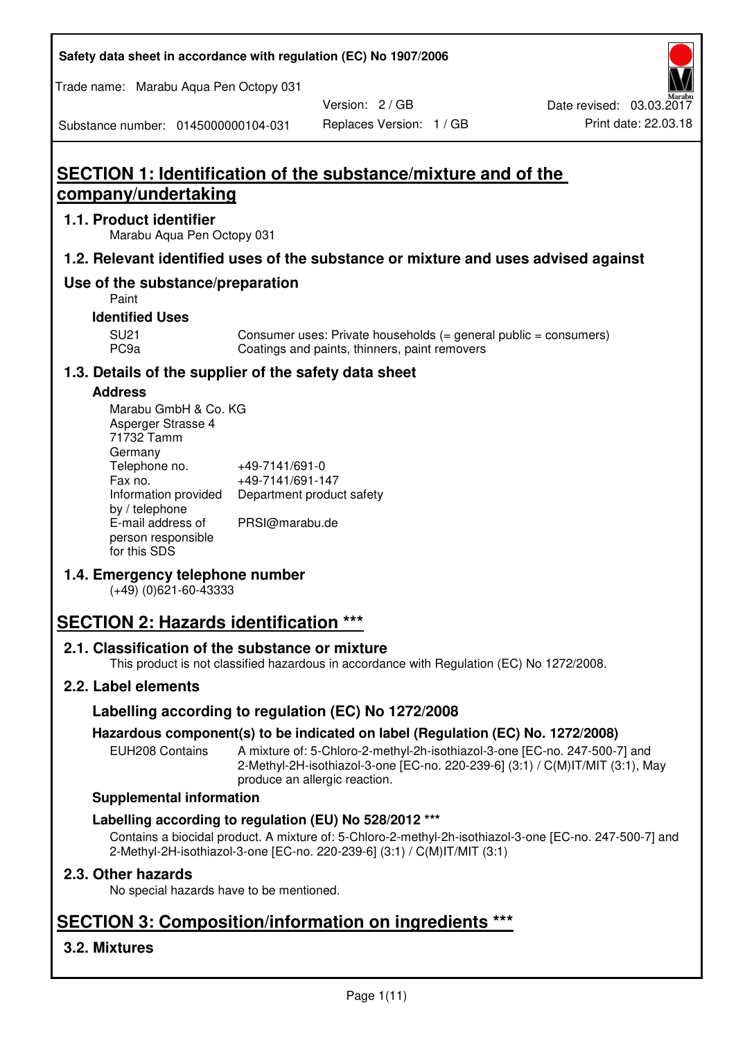# SECTION 1: Identification of the substance/mixture and of the company/undertaking

## 1.1. Product identifier

Marabu Aqua Pen Octopy 031

## 1.2. Relevant identified uses of the substance or mixture and uses advised against

## Use of the substance/preparation

Paint

### Identified Uses

| | |
|---|---|
| SU21 | Consumer uses: Private households (= general public = consumers) |
| PC9a | Coatings and paints, thinners, paint removers |

## 1.3. Details of the supplier of the safety data sheet

### Address

Marabu GmbH & Co. KG
Asperger Strasse 4
71732 Tamm
Germany

| | |
|---|---|
| Telephone no. | +49-7141/691-0 |
| Fax no. | +49-7141/691-147 |
| Information provided by / telephone | Department product safety |
| E-mail address of person responsible for this SDS | PRSI@marabu.de |

## 1.4. Emergency telephone number

(+49) (0)621-60-43333

# SECTION 2: Hazards identification ***

## 2.1. Classification of the substance or mixture

This product is not classified hazardous in accordance with Regulation (EC) No 1272/2008.

## 2.2. Label elements

### Labelling according to regulation (EC) No 1272/2008

### Hazardous component(s) to be indicated on label (Regulation (EC) No. 1272/2008)

| | |
|---|---|
| EUH208 Contains | A mixture of: 5-Chloro-2-methyl-2h-isothiazol-3-one [EC-no. 247-500-7] and 2-Methyl-2H-isothiazol-3-one [EC-no. 220-239-6] (3:1) / C(M)IT/MIT (3:1), May produce an allergic reaction. |

### Supplemental information

### Labelling according to regulation (EU) No 528/2012 ***

Contains a biocidal product. A mixture of: 5-Chloro-2-methyl-2h-isothiazol-3-one [EC-no. 247-500-7] and 2-Methyl-2H-isothiazol-3-one [EC-no. 220-239-6] (3:1) / C(M)IT/MIT (3:1)

## 2.3. Other hazards

No special hazards have to be mentioned.

# SECTION 3: Composition/information on ingredients ***

## 3.2. Mixtures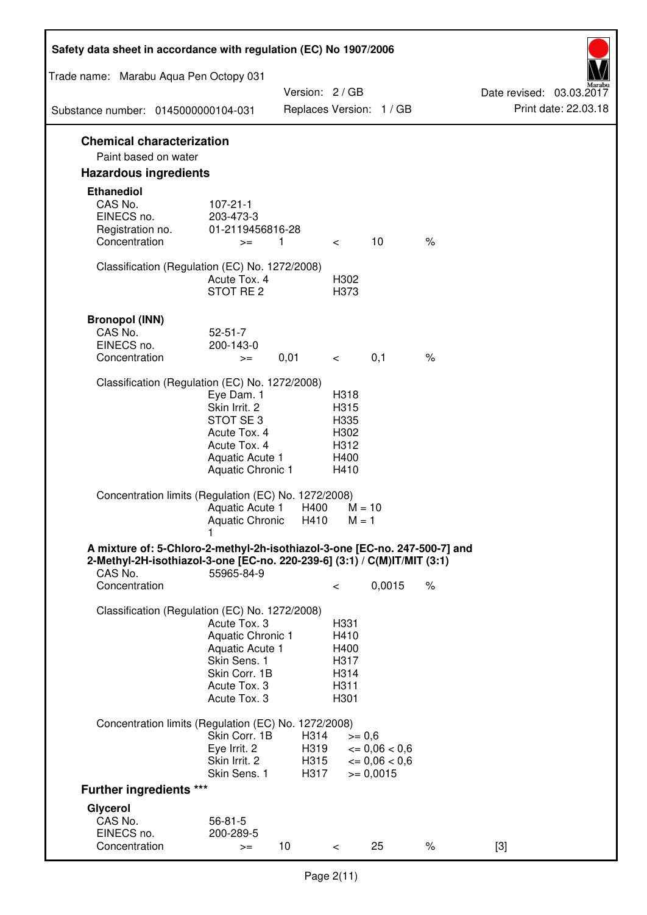## Chemical characterization

Paint based on water

## Hazardous ingredients

### Ethanediol

| | | | | | |
|---|---|---|---|---|---|
| CAS No. | 107-21-1 | | | | |
| EINECS no. | 203-473-3 | | | | |
| Registration no. | 01-2119456816-28 | | | | |
| Concentration | >= | 1 | < | 10 | % |

Classification (Regulation (EC) No. 1272/2008)

| | |
|---|---|
| Acute Tox. 4 | H302 |
| STOT RE 2 | H373 |

### Bronopol (INN)

| | | | | | |
|---|---|---|---|---|---|
| CAS No. | 52-51-7 | | | | |
| EINECS no. | 200-143-0 | | | | |
| Concentration | >= | 0,01 | < | 0,1 | % |

Classification (Regulation (EC) No. 1272/2008)

| | |
|---|---|
| Eye Dam. 1 | H318 |
| Skin Irrit. 2 | H315 |
| STOT SE 3 | H335 |
| Acute Tox. 4 | H302 |
| Acute Tox. 4 | H312 |
| Aquatic Acute 1 | H400 |
| Aquatic Chronic 1 | H410 |

Concentration limits (Regulation (EC) No. 1272/2008)

| | | |
|---|---|---|
| Aquatic Acute 1 | H400 | M = 10 |
| Aquatic Chronic 1 | H410 | M = 1 |

### A mixture of: 5-Chloro-2-methyl-2h-isothiazol-3-one [EC-no. 247-500-7] and 2-Methyl-2H-isothiazol-3-one [EC-no. 220-239-6] (3:1) / C(M)IT/MIT (3:1)

| | | | |
|---|---|---|---|
| CAS No. | 55965-84-9 | | |
| Concentration | < | 0,0015 | % |

Classification (Regulation (EC) No. 1272/2008)

| | |
|---|---|
| Acute Tox. 3 | H331 |
| Aquatic Chronic 1 | H410 |
| Aquatic Acute 1 | H400 |
| Skin Sens. 1 | H317 |
| Skin Corr. 1B | H314 |
| Acute Tox. 3 | H311 |
| Acute Tox. 3 | H301 |

Concentration limits (Regulation (EC) No. 1272/2008)

| | | |
|---|---|---|
| Skin Corr. 1B | H314 | >= 0,6 |
| Eye Irrit. 2 | H319 | <= 0,06 < 0,6 |
| Skin Irrit. 2 | H315 | <= 0,06 < 0,6 |
| Skin Sens. 1 | H317 | >= 0,0015 |

## Further ingredients ***

### Glycerol

| | | | | | | |
|---|---|---|---|---|---|---|
| CAS No. | 56-81-5 | | | | | |
| EINECS no. | 200-289-5 | | | | | |
| Concentration | >= | 10 | < | 25 | % | [3] |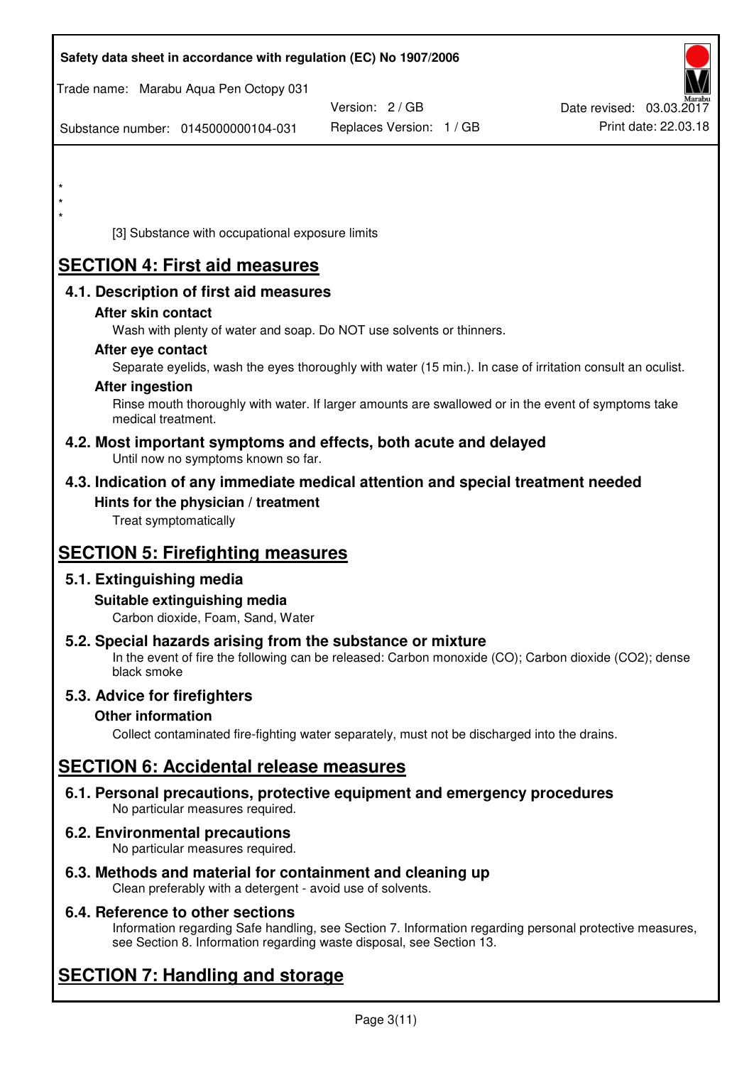*
*
*

[3] Substance with occupational exposure limits

# SECTION 4: First aid measures

## 4.1. Description of first aid measures

### After skin contact

Wash with plenty of water and soap. Do NOT use solvents or thinners.

### After eye contact

Separate eyelids, wash the eyes thoroughly with water (15 min.). In case of irritation consult an oculist.

### After ingestion

Rinse mouth thoroughly with water. If larger amounts are swallowed or in the event of symptoms take medical treatment.

## 4.2. Most important symptoms and effects, both acute and delayed

Until now no symptoms known so far.

## 4.3. Indication of any immediate medical attention and special treatment needed

### Hints for the physician / treatment

Treat symptomatically

# SECTION 5: Firefighting measures

## 5.1. Extinguishing media

### Suitable extinguishing media

Carbon dioxide, Foam, Sand, Water

## 5.2. Special hazards arising from the substance or mixture

In the event of fire the following can be released: Carbon monoxide (CO); Carbon dioxide ($CO_2$); dense black smoke

## 5.3. Advice for firefighters

### Other information

Collect contaminated fire-fighting water separately, must not be discharged into the drains.

# SECTION 6: Accidental release measures

## 6.1. Personal precautions, protective equipment and emergency procedures

No particular measures required.

## 6.2. Environmental precautions

No particular measures required.

## 6.3. Methods and material for containment and cleaning up

Clean preferably with a detergent - avoid use of solvents.

## 6.4. Reference to other sections

Information regarding Safe handling, see Section 7. Information regarding personal protective measures, see Section 8. Information regarding waste disposal, see Section 13.

# SECTION 7: Handling and storage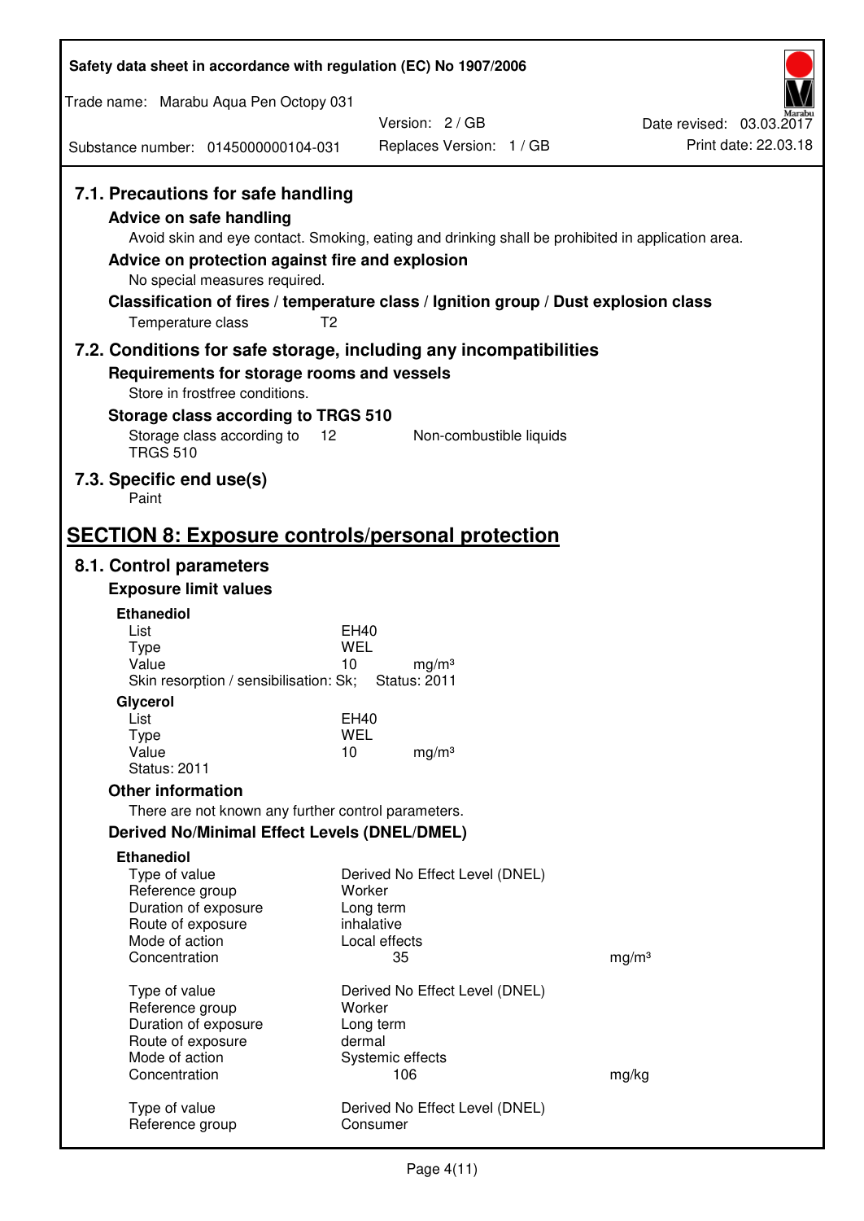### 7.1. Precautions for safe handling

**Advice on safe handling**

Avoid skin and eye contact. Smoking, eating and drinking shall be prohibited in application area.

**Advice on protection against fire and explosion**

No special measures required.

**Classification of fires / temperature class / Ignition group / Dust explosion class**

Temperature class T2

### 7.2. Conditions for safe storage, including any incompatibilities

**Requirements for storage rooms and vessels**

Store in frostfree conditions.

**Storage class according to TRGS 510**

| Storage class according to TRGS 510 | 12 | Non-combustible liquids |
|---|---|---|

### 7.3. Specific end use(s)

Paint

## SECTION 8: Exposure controls/personal protection

### 8.1. Control parameters

**Exposure limit values**

**Ethanediol**

| | | |
|---|---|---|
| List | EH40 | |
| Type | WEL | |
| Value | 10 | mg/m³ |
| Skin resorption / sensibilisation: Sk; | Status: 2011 | |

**Glycerol**

| | | |
|---|---|---|
| List | EH40 | |
| Type | WEL | |
| Value | 10 | mg/m³ |
| Status: 2011 | | |

**Other information**

There are not known any further control parameters.

**Derived No/Minimal Effect Levels (DNEL/DMEL)**

**Ethanediol**

| | | |
|---|---|---|
| Type of value | Derived No Effect Level (DNEL) | |
| Reference group | Worker | |
| Duration of exposure | Long term | |
| Route of exposure | inhalative | |
| Mode of action | Local effects | |
| Concentration | 35 | mg/m³ |
| | | |
| Type of value | Derived No Effect Level (DNEL) | |
| Reference group | Worker | |
| Duration of exposure | Long term | |
| Route of exposure | dermal | |
| Mode of action | Systemic effects | |
| Concentration | 106 | mg/kg |
| | | |
| Type of value | Derived No Effect Level (DNEL) | |
| Reference group | Consumer | |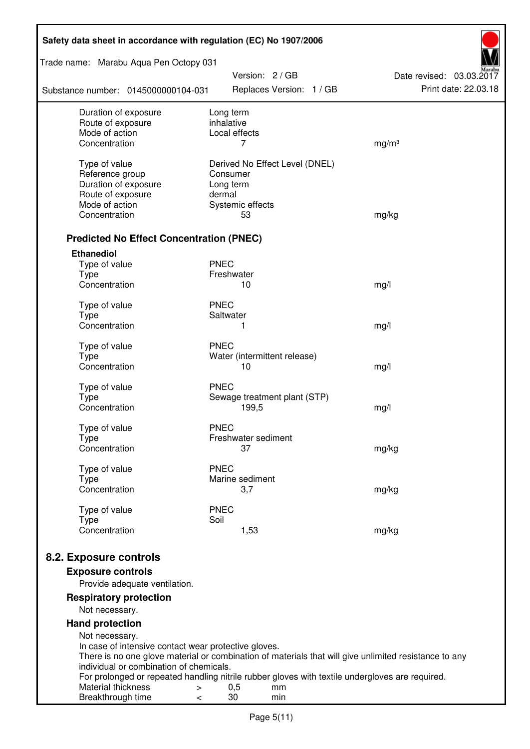| | | |
|---|---|---|
| Duration of exposure | Long term | |
| Route of exposure | inhalative | |
| Mode of action | Local effects | |
| Concentration | 7 | mg/m³ |
| | | |
| Type of value | Derived No Effect Level (DNEL) | |
| Reference group | Consumer | |
| Duration of exposure | Long term | |
| Route of exposure | dermal | |
| Mode of action | Systemic effects | |
| Concentration | 53 | mg/kg |

### Predicted No Effect Concentration (PNEC)

**Ethanediol**

| | | |
|---|---|---|
| Type of value | PNEC | |
| Type | Freshwater | |
| Concentration | 10 | mg/l |
| | | |
| Type of value | PNEC | |
| Type | Saltwater | |
| Concentration | 1 | mg/l |
| | | |
| Type of value | PNEC | |
| Type | Water (intermittent release) | |
| Concentration | 10 | mg/l |
| | | |
| Type of value | PNEC | |
| Type | Sewage treatment plant (STP) | |
| Concentration | 199,5 | mg/l |
| | | |
| Type of value | PNEC | |
| Type | Freshwater sediment | |
| Concentration | 37 | mg/kg |
| | | |
| Type of value | PNEC | |
| Type | Marine sediment | |
| Concentration | 3,7 | mg/kg |
| | | |
| Type of value | PNEC | |
| Type | Soil | |
| Concentration | 1,53 | mg/kg |

## 8.2. Exposure controls

### Exposure controls

Provide adequate ventilation.

### Respiratory protection

Not necessary.

### Hand protection

Not necessary.
In case of intensive contact wear protective gloves.
There is no one glove material or combination of materials that will give unlimited resistance to any individual or combination of chemicals.
For prolonged or repeated handling nitrile rubber gloves with textile undergloves are required.

| | | | |
|---|---|---|---|
| Material thickness | > | 0,5 | mm |
| Breakthrough time | < | 30 | min |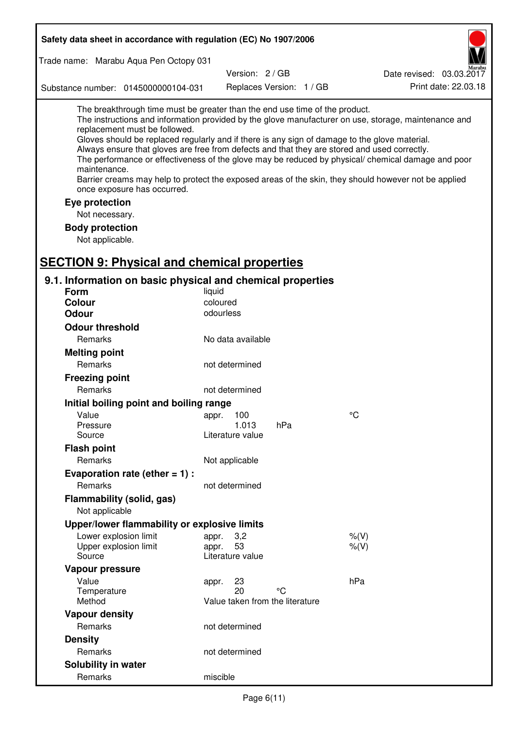The breakthrough time must be greater than the end use time of the product.
The instructions and information provided by the glove manufacturer on use, storage, maintenance and replacement must be followed.
Gloves should be replaced regularly and if there is any sign of damage to the glove material.
Always ensure that gloves are free from defects and that they are stored and used correctly.
The performance or effectiveness of the glove may be reduced by physical/ chemical damage and poor maintenance.
Barrier creams may help to protect the exposed areas of the skin, they should however not be applied once exposure has occurred.

**Eye protection**

Not necessary.

**Body protection**

Not applicable.

## SECTION 9: Physical and chemical properties

### 9.1. Information on basic physical and chemical properties

| | | | |
|---|---|---|---|
| **Form** | liquid | | |
| **Colour** | coloured | | |
| **Odour** | odourless | | |
| **Odour threshold** | | | |
| Remarks | No data available | | |
| **Melting point** | | | |
| Remarks | not determined | | |
| **Freezing point** | | | |
| Remarks | not determined | | |
| **Initial boiling point and boiling range** | | | |
| Value | appr. 100 | | °C |
| Pressure | 1.013 | hPa | |
| Source | Literature value | | |
| **Flash point** | | | |
| Remarks | Not applicable | | |
| **Evaporation rate (ether = 1) :** | | | |
| Remarks | not determined | | |
| **Flammability (solid, gas)** | | | |
| Not applicable | | | |
| **Upper/lower flammability or explosive limits** | | | |
| Lower explosion limit | appr. 3,2 | | %(V) |
| Upper explosion limit | appr. 53 | | %(V) |
| Source | Literature value | | |
| **Vapour pressure** | | | |
| Value | appr. 23 | | hPa |
| Temperature | 20 | °C | |
| Method | Value taken from the literature | | |
| **Vapour density** | | | |
| Remarks | not determined | | |
| **Density** | | | |
| Remarks | not determined | | |
| **Solubility in water** | | | |
| Remarks | miscible | | |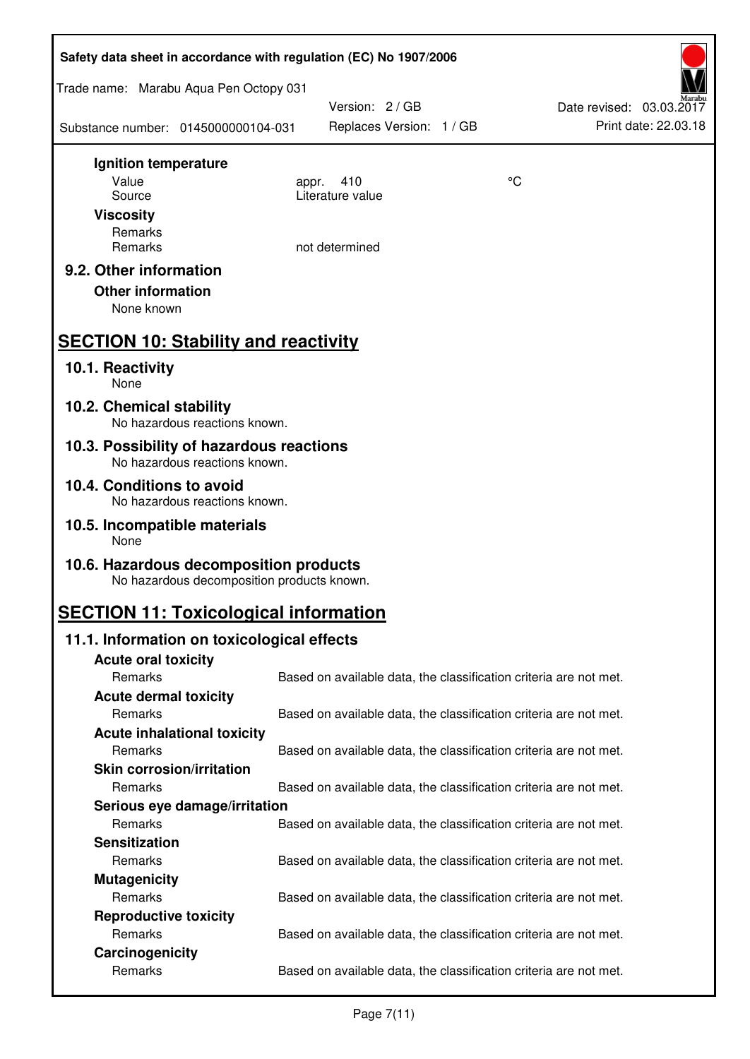**Ignition temperature**

| | | |
|---|---|---|
| Value | appr. 410 | °C |
| Source | Literature value | |

**Viscosity**

| | |
|---|---|
| Remarks | |
| Remarks | not determined |

### 9.2. Other information

**Other information**

None known

## SECTION 10: Stability and reactivity

### 10.1. Reactivity

None

### 10.2. Chemical stability

No hazardous reactions known.

### 10.3. Possibility of hazardous reactions

No hazardous reactions known.

### 10.4. Conditions to avoid

No hazardous reactions known.

### 10.5. Incompatible materials

None

### 10.6. Hazardous decomposition products

No hazardous decomposition products known.

## SECTION 11: Toxicological information

### 11.1. Information on toxicological effects

**Acute oral toxicity**

Remarks: Based on available data, the classification criteria are not met.

**Acute dermal toxicity**

Remarks: Based on available data, the classification criteria are not met.

**Acute inhalational toxicity**

Remarks: Based on available data, the classification criteria are not met.

**Skin corrosion/irritation**

Remarks: Based on available data, the classification criteria are not met.

**Serious eye damage/irritation**

Remarks: Based on available data, the classification criteria are not met.

**Sensitization**

Remarks: Based on available data, the classification criteria are not met.

**Mutagenicity**

Remarks: Based on available data, the classification criteria are not met.

**Reproductive toxicity**

Remarks: Based on available data, the classification criteria are not met.

**Carcinogenicity**

Remarks: Based on available data, the classification criteria are not met.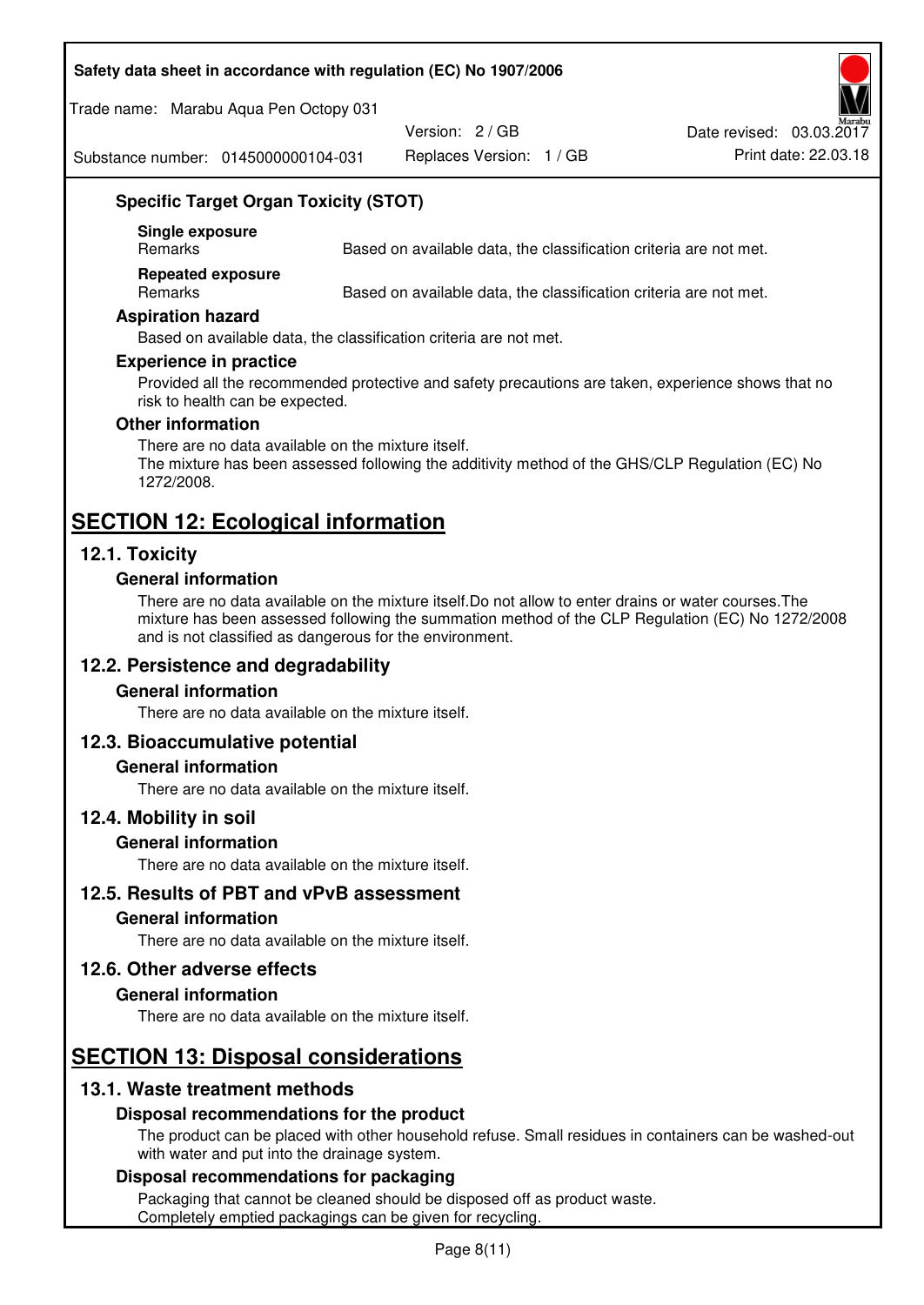### Specific Target Organ Toxicity (STOT)

**Single exposure**

Remarks — Based on available data, the classification criteria are not met.

**Repeated exposure**

Remarks — Based on available data, the classification criteria are not met.

### Aspiration hazard

Based on available data, the classification criteria are not met.

### Experience in practice

Provided all the recommended protective and safety precautions are taken, experience shows that no risk to health can be expected.

### Other information

There are no data available on the mixture itself.
The mixture has been assessed following the additivity method of the GHS/CLP Regulation (EC) No 1272/2008.

# SECTION 12: Ecological information

## 12.1. Toxicity

### General information

There are no data available on the mixture itself.Do not allow to enter drains or water courses.The mixture has been assessed following the summation method of the CLP Regulation (EC) No 1272/2008 and is not classified as dangerous for the environment.

## 12.2. Persistence and degradability

### General information

There are no data available on the mixture itself.

## 12.3. Bioaccumulative potential

### General information

There are no data available on the mixture itself.

## 12.4. Mobility in soil

### General information

There are no data available on the mixture itself.

## 12.5. Results of PBT and vPvB assessment

### General information

There are no data available on the mixture itself.

## 12.6. Other adverse effects

### General information

There are no data available on the mixture itself.

# SECTION 13: Disposal considerations

## 13.1. Waste treatment methods

### Disposal recommendations for the product

The product can be placed with other household refuse. Small residues in containers can be washed-out with water and put into the drainage system.

### Disposal recommendations for packaging

Packaging that cannot be cleaned should be disposed off as product waste.
Completely emptied packagings can be given for recycling.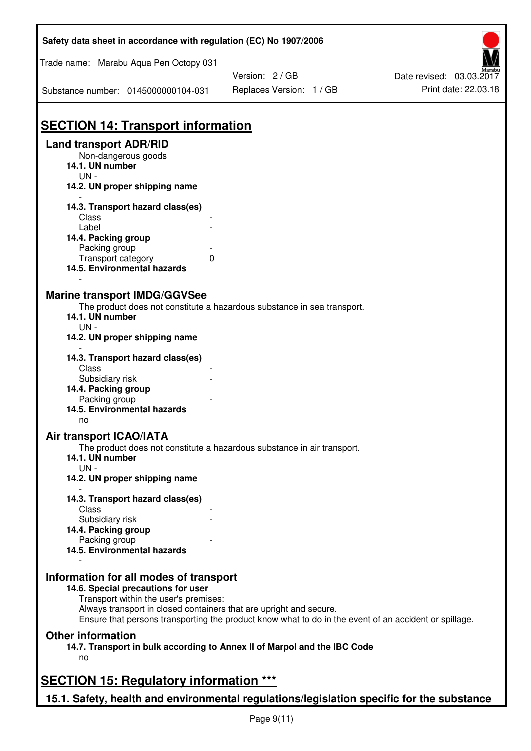# SECTION 14: Transport information

## Land transport ADR/RID

Non-dangerous goods

**14.1. UN number**

UN -

**14.2. UN proper shipping name**

-

**14.3. Transport hazard class(es)**

| | |
|---|---|
| Class | - |
| Label | - |

**14.4. Packing group**

| | |
|---|---|
| Packing group | - |
| Transport category | 0 |

**14.5. Environmental hazards**

-

## Marine transport IMDG/GGVSee

The product does not constitute a hazardous substance in sea transport.

**14.1. UN number**

UN -

**14.2. UN proper shipping name**

-

**14.3. Transport hazard class(es)**

| | |
|---|---|
| Class | - |
| Subsidiary risk | - |

**14.4. Packing group**

| | |
|---|---|
| Packing group | - |

**14.5. Environmental hazards**

no

## Air transport ICAO/IATA

The product does not constitute a hazardous substance in air transport.

**14.1. UN number**

UN -

**14.2. UN proper shipping name**

-

**14.3. Transport hazard class(es)**

| | |
|---|---|
| Class | - |
| Subsidiary risk | - |

**14.4. Packing group**

| | |
|---|---|
| Packing group | - |

**14.5. Environmental hazards**

-

## Information for all modes of transport

**14.6. Special precautions for user**

Transport within the user's premises:
Always transport in closed containers that are upright and secure.
Ensure that persons transporting the product know what to do in the event of an accident or spillage.

## Other information

**14.7. Transport in bulk according to Annex II of Marpol and the IBC Code**

no

# SECTION 15: Regulatory information ***

## 15.1. Safety, health and environmental regulations/legislation specific for the substance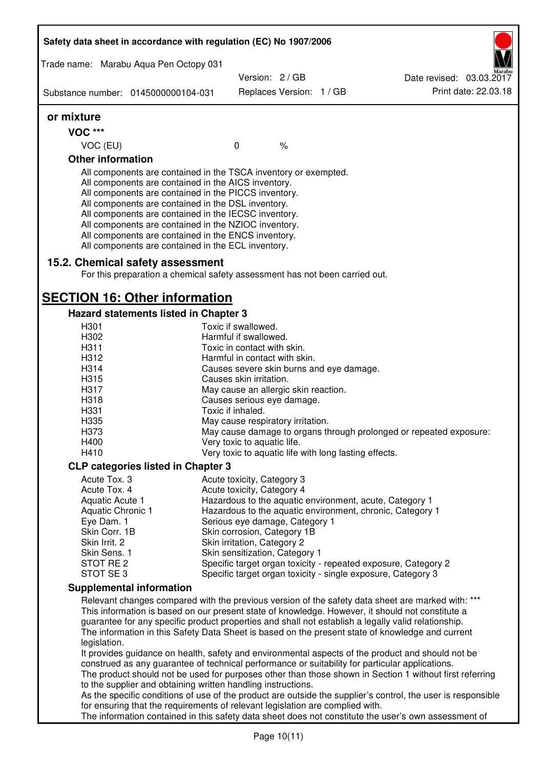### or mixture

**VOC \*\*\***

| VOC (EU) | 0 | % |
|---|---|---|

**Other information**

All components are contained in the TSCA inventory or exempted.
All components are contained in the AICS inventory.
All components are contained in the PICCS inventory.
All components are contained in the DSL inventory.
All components are contained in the IECSC inventory.
All components are contained in the NZIOC inventory.
All components are contained in the ENCS inventory.
All components are contained in the ECL inventory.

### 15.2. Chemical safety assessment

For this preparation a chemical safety assessment has not been carried out.

## SECTION 16: Other information

### Hazard statements listed in Chapter 3

| | |
|---|---|
| H301 | Toxic if swallowed. |
| H302 | Harmful if swallowed. |
| H311 | Toxic in contact with skin. |
| H312 | Harmful in contact with skin. |
| H314 | Causes severe skin burns and eye damage. |
| H315 | Causes skin irritation. |
| H317 | May cause an allergic skin reaction. |
| H318 | Causes serious eye damage. |
| H331 | Toxic if inhaled. |
| H335 | May cause respiratory irritation. |
| H373 | May cause damage to organs through prolonged or repeated exposure: |
| H400 | Very toxic to aquatic life. |
| H410 | Very toxic to aquatic life with long lasting effects. |

### CLP categories listed in Chapter 3

| | |
|---|---|
| Acute Tox. 3 | Acute toxicity, Category 3 |
| Acute Tox. 4 | Acute toxicity, Category 4 |
| Aquatic Acute 1 | Hazardous to the aquatic environment, acute, Category 1 |
| Aquatic Chronic 1 | Hazardous to the aquatic environment, chronic, Category 1 |
| Eye Dam. 1 | Serious eye damage, Category 1 |
| Skin Corr. 1B | Skin corrosion, Category 1B |
| Skin Irrit. 2 | Skin irritation, Category 2 |
| Skin Sens. 1 | Skin sensitization, Category 1 |
| STOT RE 2 | Specific target organ toxicity - repeated exposure, Category 2 |
| STOT SE 3 | Specific target organ toxicity - single exposure, Category 3 |

### Supplemental information

Relevant changes compared with the previous version of the safety data sheet are marked with: \*\*\*
This information is based on our present state of knowledge. However, it should not constitute a guarantee for any specific product properties and shall not establish a legally valid relationship.
The information in this Safety Data Sheet is based on the present state of knowledge and current legislation.
It provides guidance on health, safety and environmental aspects of the product and should not be construed as any guarantee of technical performance or suitability for particular applications.
The product should not be used for purposes other than those shown in Section 1 without first referring to the supplier and obtaining written handling instructions.
As the specific conditions of use of the product are outside the supplier's control, the user is responsible for ensuring that the requirements of relevant legislation are complied with.
The information contained in this safety data sheet does not constitute the user's own assessment of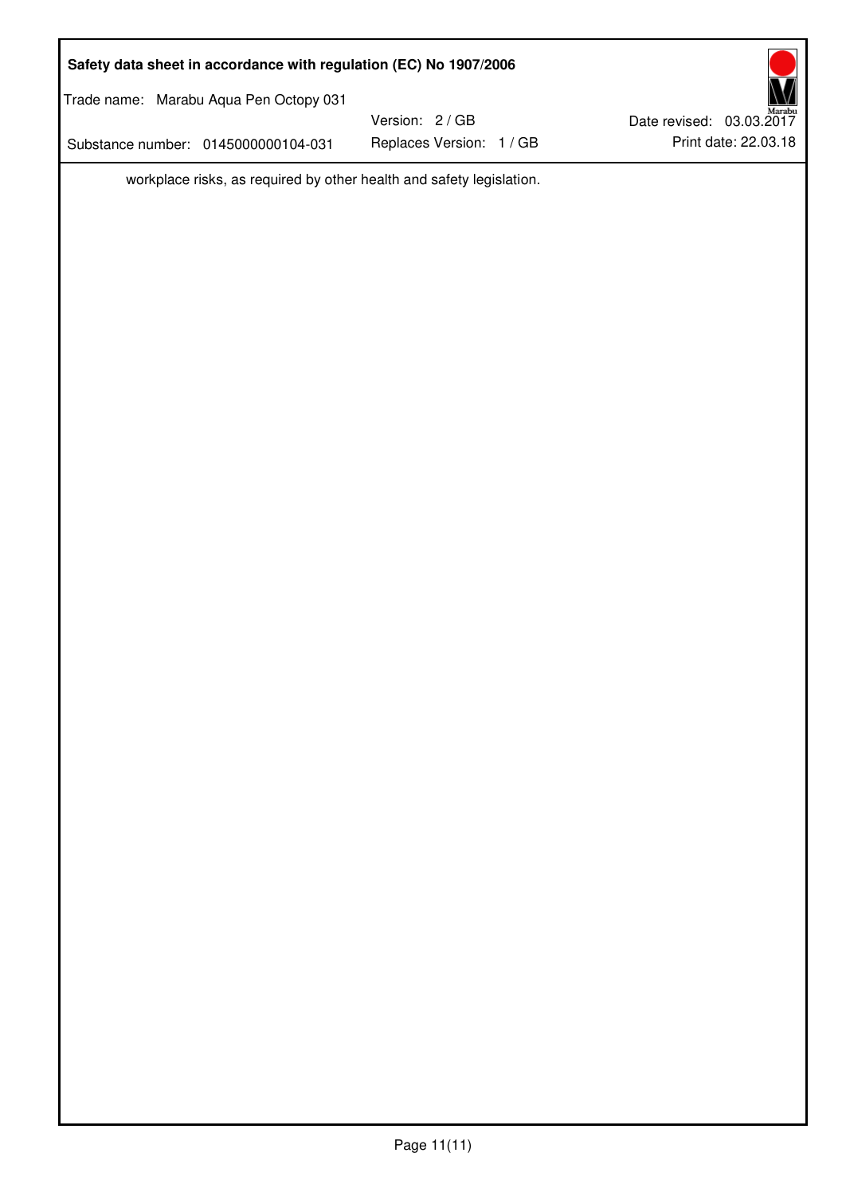workplace risks, as required by other health and safety legislation.